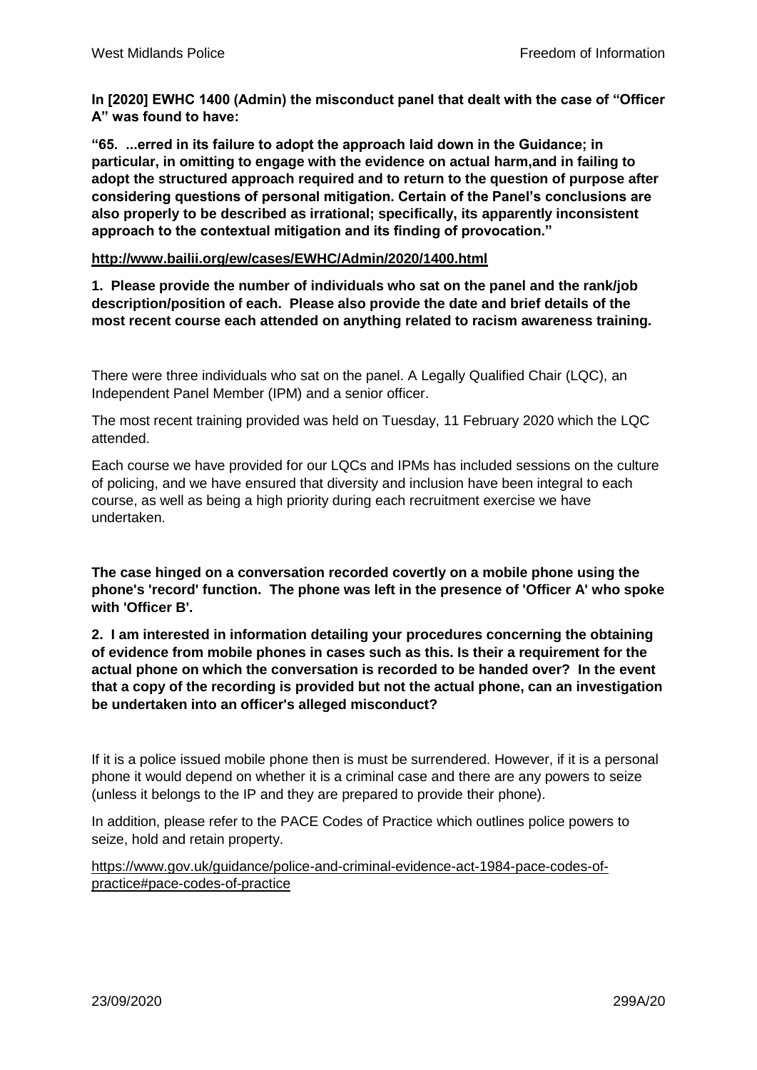**In [2020] EWHC 1400 (Admin) the misconduct panel that dealt with the case of "Officer A" was found to have:**

**"65. ...erred in its failure to adopt the approach laid down in the Guidance; in particular, in omitting to engage with the evidence on actual harm,and in failing to adopt the structured approach required and to return to the question of purpose after considering questions of personal mitigation. Certain of the Panel's conclusions are also properly to be described as irrational; specifically, its apparently inconsistent approach to the contextual mitigation and its finding of provocation."**

**http://www.bailii.org/ew/cases/EWHC/Admin/2020/1400.html**

**1. Please provide the number of individuals who sat on the panel and the rank/job description/position of each. Please also provide the date and brief details of the most recent course each attended on anything related to racism awareness training.**

There were three individuals who sat on the panel. A Legally Qualified Chair (LQC), an Independent Panel Member (IPM) and a senior officer.

The most recent training provided was held on Tuesday, 11 February 2020 which the LQC attended.

Each course we have provided for our LQCs and IPMs has included sessions on the culture of policing, and we have ensured that diversity and inclusion have been integral to each course, as well as being a high priority during each recruitment exercise we have undertaken.

**The case hinged on a conversation recorded covertly on a mobile phone using the phone's 'record' function. The phone was left in the presence of 'Officer A' who spoke with 'Officer B'.**

**2. I am interested in information detailing your procedures concerning the obtaining of evidence from mobile phones in cases such as this. Is their a requirement for the actual phone on which the conversation is recorded to be handed over? In the event that a copy of the recording is provided but not the actual phone, can an investigation be undertaken into an officer's alleged misconduct?**

If it is a police issued mobile phone then is must be surrendered. However, if it is a personal phone it would depend on whether it is a criminal case and there are any powers to seize (unless it belongs to the IP and they are prepared to provide their phone).

In addition, please refer to the PACE Codes of Practice which outlines police powers to seize, hold and retain property.

https://www.gov.uk/guidance/police-and-criminal-evidence-act-1984-pace-codes-of-practice#pace-codes-of-practice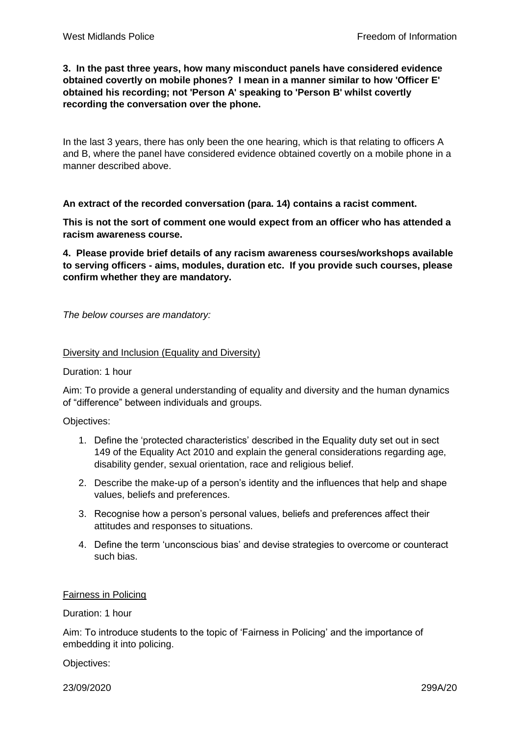**3. In the past three years, how many misconduct panels have considered evidence obtained covertly on mobile phones? I mean in a manner similar to how 'Officer E' obtained his recording; not 'Person A' speaking to 'Person B' whilst covertly recording the conversation over the phone.**

In the last 3 years, there has only been the one hearing, which is that relating to officers A and B, where the panel have considered evidence obtained covertly on a mobile phone in a manner described above.

**An extract of the recorded conversation (para. 14) contains a racist comment.**

**This is not the sort of comment one would expect from an officer who has attended a racism awareness course.**

**4. Please provide brief details of any racism awareness courses/workshops available to serving officers - aims, modules, duration etc. If you provide such courses, please confirm whether they are mandatory.**

*The below courses are mandatory:*

Diversity and Inclusion (Equality and Diversity)

Duration: 1 hour

Aim: To provide a general understanding of equality and diversity and the human dynamics of "difference" between individuals and groups.

Objectives:

1. Define the 'protected characteristics' described in the Equality duty set out in sect 149 of the Equality Act 2010 and explain the general considerations regarding age, disability gender, sexual orientation, race and religious belief.
2. Describe the make-up of a person's identity and the influences that help and shape values, beliefs and preferences.
3. Recognise how a person's personal values, beliefs and preferences affect their attitudes and responses to situations.
4. Define the term 'unconscious bias' and devise strategies to overcome or counteract such bias.

Fairness in Policing

Duration: 1 hour

Aim: To introduce students to the topic of 'Fairness in Policing' and the importance of embedding it into policing.

Objectives: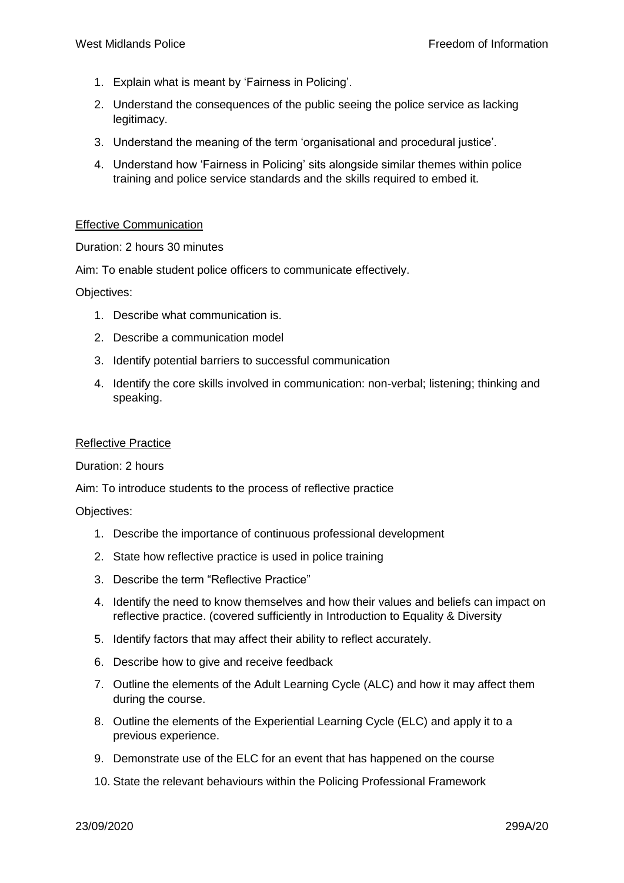1. Explain what is meant by 'Fairness in Policing'.
2. Understand the consequences of the public seeing the police service as lacking legitimacy.
3. Understand the meaning of the term 'organisational and procedural justice'.
4. Understand how 'Fairness in Policing' sits alongside similar themes within police training and police service standards and the skills required to embed it.

<u>Effective Communication</u>

Duration: 2 hours 30 minutes

Aim: To enable student police officers to communicate effectively.

Objectives:

1. Describe what communication is.
2. Describe a communication model
3. Identify potential barriers to successful communication
4. Identify the core skills involved in communication: non-verbal; listening; thinking and speaking.

<u>Reflective Practice</u>

Duration: 2 hours

Aim: To introduce students to the process of reflective practice

Objectives:

1. Describe the importance of continuous professional development
2. State how reflective practice is used in police training
3. Describe the term "Reflective Practice"
4. Identify the need to know themselves and how their values and beliefs can impact on reflective practice. (covered sufficiently in Introduction to Equality & Diversity
5. Identify factors that may affect their ability to reflect accurately.
6. Describe how to give and receive feedback
7. Outline the elements of the Adult Learning Cycle (ALC) and how it may affect them during the course.
8. Outline the elements of the Experiential Learning Cycle (ELC) and apply it to a previous experience.
9. Demonstrate use of the ELC for an event that has happened on the course
10. State the relevant behaviours within the Policing Professional Framework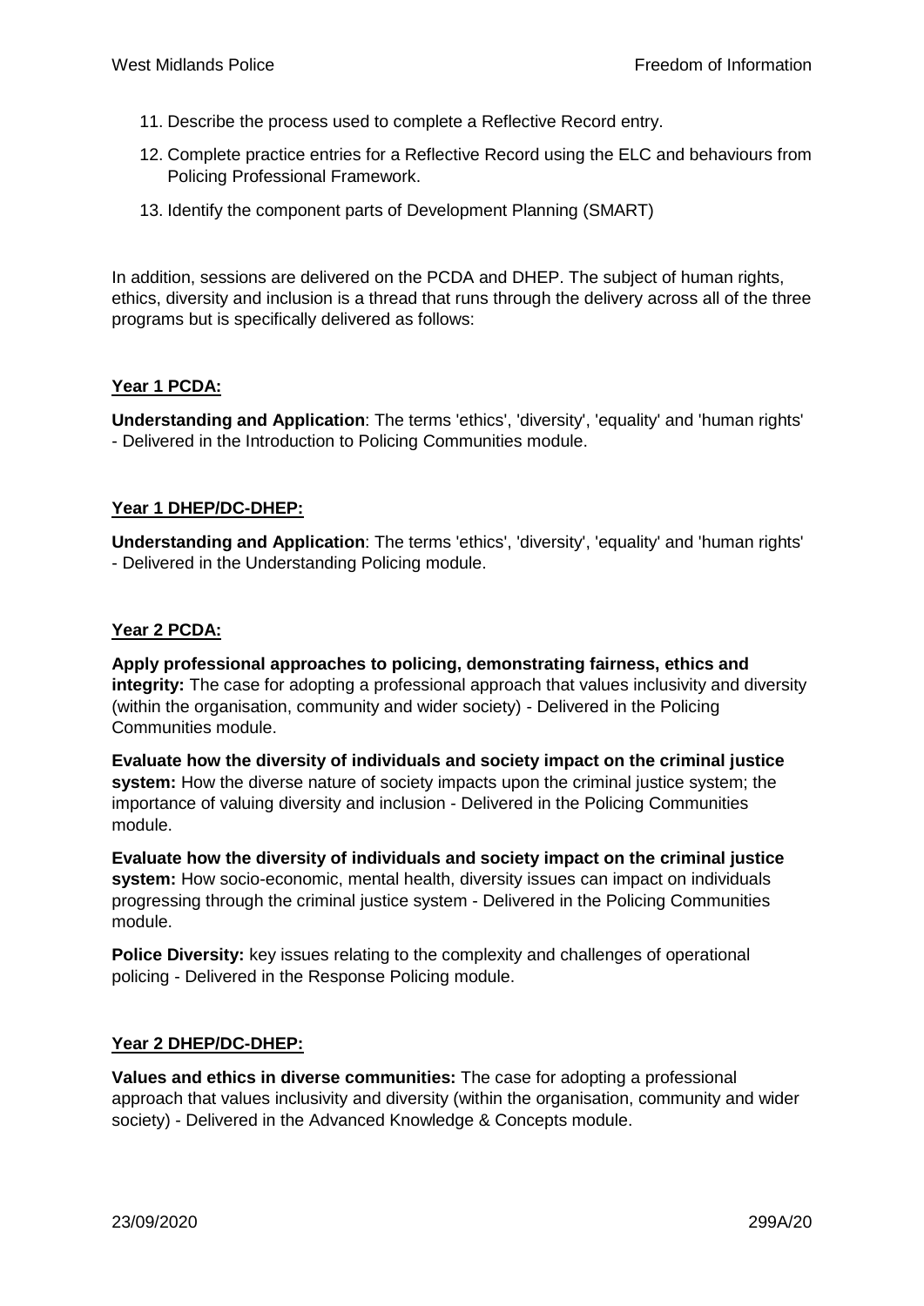11. Describe the process used to complete a Reflective Record entry.
12. Complete practice entries for a Reflective Record using the ELC and behaviours from Policing Professional Framework.
13. Identify the component parts of Development Planning (SMART)

In addition, sessions are delivered on the PCDA and DHEP. The subject of human rights, ethics, diversity and inclusion is a thread that runs through the delivery across all of the three programs but is specifically delivered as follows:

**Year 1 PCDA:**

**Understanding and Application**: The terms 'ethics', 'diversity', 'equality' and 'human rights' - Delivered in the Introduction to Policing Communities module.

**Year 1 DHEP/DC-DHEP:**

**Understanding and Application**: The terms 'ethics', 'diversity', 'equality' and 'human rights' - Delivered in the Understanding Policing module.

**Year 2 PCDA:**

**Apply professional approaches to policing, demonstrating fairness, ethics and integrity:** The case for adopting a professional approach that values inclusivity and diversity (within the organisation, community and wider society) - Delivered in the Policing Communities module.

**Evaluate how the diversity of individuals and society impact on the criminal justice system:** How the diverse nature of society impacts upon the criminal justice system; the importance of valuing diversity and inclusion - Delivered in the Policing Communities module.

**Evaluate how the diversity of individuals and society impact on the criminal justice system:** How socio-economic, mental health, diversity issues can impact on individuals progressing through the criminal justice system - Delivered in the Policing Communities module.

**Police Diversity:** key issues relating to the complexity and challenges of operational policing - Delivered in the Response Policing module.

**Year 2 DHEP/DC-DHEP:**

**Values and ethics in diverse communities:** The case for adopting a professional approach that values inclusivity and diversity (within the organisation, community and wider society) - Delivered in the Advanced Knowledge & Concepts module.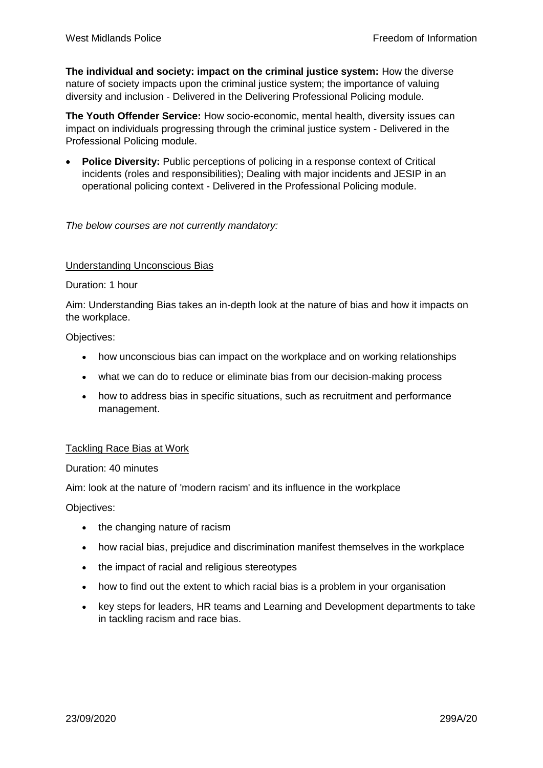**The individual and society: impact on the criminal justice system:** How the diverse nature of society impacts upon the criminal justice system; the importance of valuing diversity and inclusion - Delivered in the Delivering Professional Policing module.

**The Youth Offender Service:** How socio-economic, mental health, diversity issues can impact on individuals progressing through the criminal justice system - Delivered in the Professional Policing module.

- **Police Diversity:** Public perceptions of policing in a response context of Critical incidents (roles and responsibilities); Dealing with major incidents and JESIP in an operational policing context - Delivered in the Professional Policing module.

*The below courses are not currently mandatory:*

<u>Understanding Unconscious Bias</u>

Duration: 1 hour

Aim: Understanding Bias takes an in-depth look at the nature of bias and how it impacts on the workplace.

Objectives:

- how unconscious bias can impact on the workplace and on working relationships
- what we can do to reduce or eliminate bias from our decision-making process
- how to address bias in specific situations, such as recruitment and performance management.

<u>Tackling Race Bias at Work</u>

Duration: 40 minutes

Aim: look at the nature of 'modern racism' and its influence in the workplace

Objectives:

- the changing nature of racism
- how racial bias, prejudice and discrimination manifest themselves in the workplace
- the impact of racial and religious stereotypes
- how to find out the extent to which racial bias is a problem in your organisation
- key steps for leaders, HR teams and Learning and Development departments to take in tackling racism and race bias.